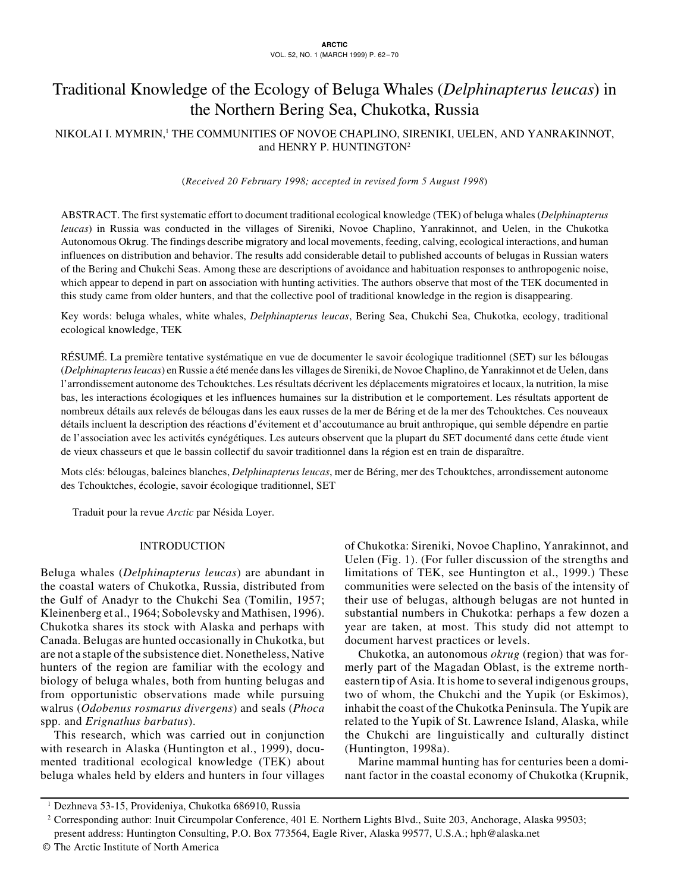# Traditional Knowledge of the Ecology of Beluga Whales (*Delphinapterus leucas*) in the Northern Bering Sea, Chukotka, Russia

NIKOLAI I. MYMRIN,[1] THE COMMUNITIES OF NOVOE CHAPLINO, SIRENIKI, UELEN, AND YANRAKINNOT, and HENRY P. HUNTINGTON[2]

(*Received 20 February 1998; accepted in revised form 5 August 1998*)

ABSTRACT. The first systematic effort to document traditional ecological knowledge (TEK) of beluga whales (*Delphinapterus leucas*) in Russia was conducted in the villages of Sireniki, Novoe Chaplino, Yanrakinnot, and Uelen, in the Chukotka Autonomous Okrug. The findings describe migratory and local movements, feeding, calving, ecological interactions, and human influences on distribution and behavior. The results add considerable detail to published accounts of belugas in Russian waters of the Bering and Chukchi Seas. Among these are descriptions of avoidance and habituation responses to anthropogenic noise, which appear to depend in part on association with hunting activities. The authors observe that most of the TEK documented in this study came from older hunters, and that the collective pool of traditional knowledge in the region is disappearing.

Key words: beluga whales, white whales, *Delphinapterus leucas*, Bering Sea, Chukchi Sea, Chukotka, ecology, traditional ecological knowledge, TEK

RÉSUMÉ. La première tentative systématique en vue de documenter le savoir écologique traditionnel (SET) sur les bélougas (*Delphinapterus leucas*) en Russie a été menée dans les villages de Sireniki, de Novoe Chaplino, de Yanrakinnot et de Uelen, dans l'arrondissement autonome des Tchouktches. Les résultats décrivent les déplacements migratoires et locaux, la nutrition, la mise bas, les interactions écologiques et les influences humaines sur la distribution et le comportement. Les résultats apportent de nombreux détails aux relevés de bélougas dans les eaux russes de la mer de Béring et de la mer des Tchouktches. Ces nouveaux détails incluent la description des réactions d'évitement et d'accoutumance au bruit anthropique, qui semble dépendre en partie de l'association avec les activités cynégétiques. Les auteurs observent que la plupart du SET documenté dans cette étude vient de vieux chasseurs et que le bassin collectif du savoir traditionnel dans la région est en train de disparaître.

Mots clés: bélougas, baleines blanches, *Delphinapterus leucas*, mer de Béring, mer des Tchouktches, arrondissement autonome des Tchouktches, écologie, savoir écologique traditionnel, SET

Traduit pour la revue *Arctic* par Nésida Loyer.

## INTRODUCTION

Beluga whales (*Delphinapterus leucas*) are abundant in the coastal waters of Chukotka, Russia, distributed from the Gulf of Anadyr to the Chukchi Sea (Tomilin, 1957; Kleinenberg et al., 1964; Sobolevsky and Mathisen, 1996). Chukotka shares its stock with Alaska and perhaps with Canada. Belugas are hunted occasionally in Chukotka, but are not a staple of the subsistence diet. Nonetheless, Native hunters of the region are familiar with the ecology and biology of beluga whales, both from hunting belugas and from opportunistic observations made while pursuing walrus (*Odobenus rosmarus divergens*) and seals (*Phoca* spp. and *Erignathus barbatus*).

This research, which was carried out in conjunction with research in Alaska (Huntington et al., 1999), documented traditional ecological knowledge (TEK) about beluga whales held by elders and hunters in four villages of Chukotka: Sireniki, Novoe Chaplino, Yanrakinnot, and Uelen (Fig. 1). (For fuller discussion of the strengths and limitations of TEK, see Huntington et al., 1999.) These communities were selected on the basis of the intensity of their use of belugas, although belugas are not hunted in substantial numbers in Chukotka: perhaps a few dozen a year are taken, at most. This study did not attempt to document harvest practices or levels.

Chukotka, an autonomous *okrug* (region) that was formerly part of the Magadan Oblast, is the extreme northeastern tip of Asia. It is home to several indigenous groups, two of whom, the Chukchi and the Yupik (or Eskimos), inhabit the coast of the Chukotka Peninsula. The Yupik are related to the Yupik of St. Lawrence Island, Alaska, while the Chukchi are linguistically and culturally distinct (Huntington, 1998a).

Marine mammal hunting has for centuries been a dominant factor in the coastal economy of Chukotka (Krupnik,

[1] Dezhneva 53-15, Provideniya, Chukotka 686910, Russia

[2] Corresponding author: Inuit Circumpolar Conference, 401 E. Northern Lights Blvd., Suite 203, Anchorage, Alaska 99503; present address: Huntington Consulting, P.O. Box 773564, Eagle River, Alaska 99577, U.S.A.; hph@alaska.net

© The Arctic Institute of North America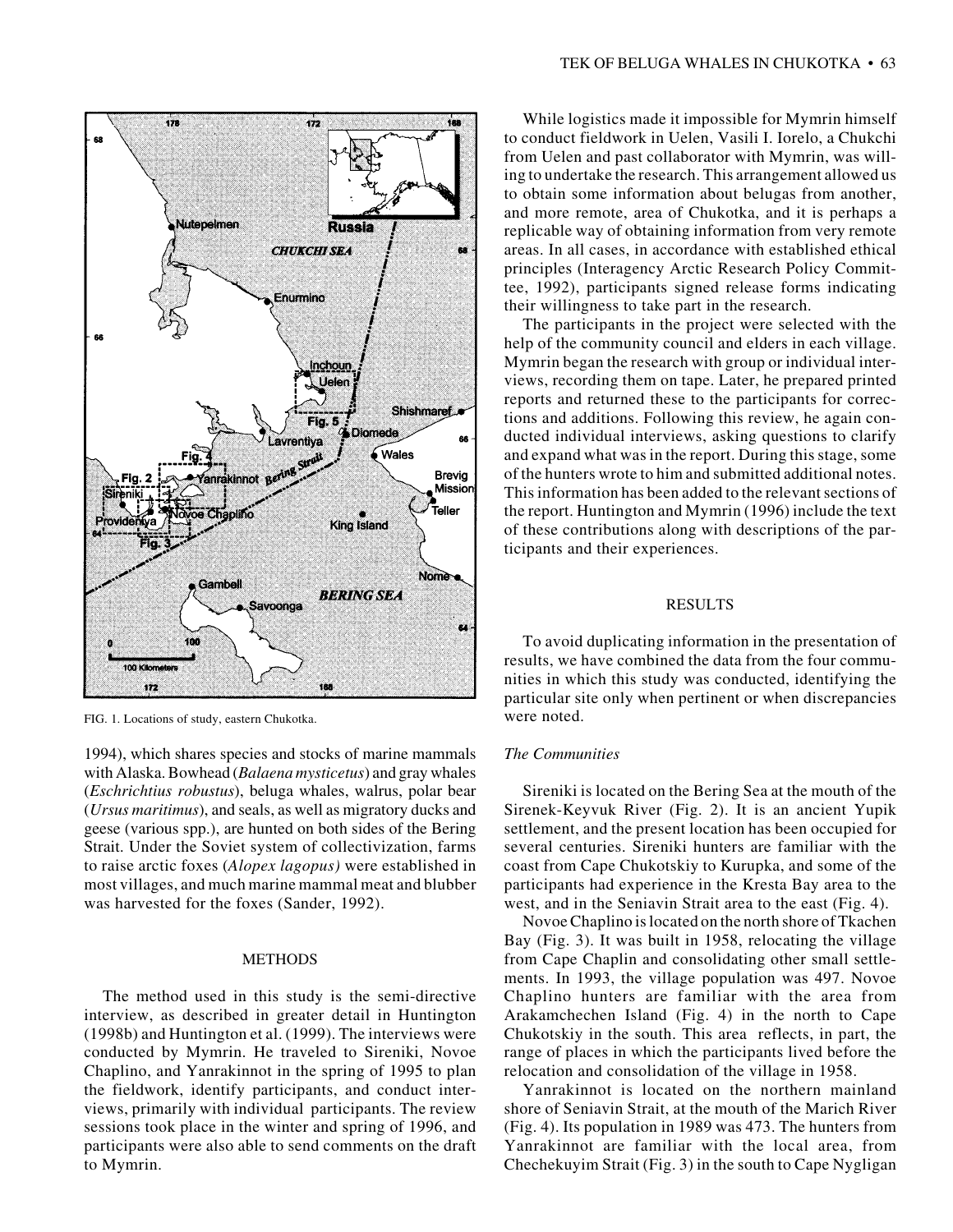FIG. 1. Locations of study, eastern Chukotka.

1994), which shares species and stocks of marine mammals with Alaska. Bowhead (*Balaena mysticetus*) and gray whales (*Eschrichtius robustus*), beluga whales, walrus, polar bear (*Ursus maritimus*), and seals, as well as migratory ducks and geese (various spp.), are hunted on both sides of the Bering Strait. Under the Soviet system of collectivization, farms to raise arctic foxes (*Alopex lagopus)* were established in most villages, and much marine mammal meat and blubber was harvested for the foxes (Sander, 1992).

## METHODS

The method used in this study is the semi-directive interview, as described in greater detail in Huntington (1998b) and Huntington et al. (1999). The interviews were conducted by Mymrin. He traveled to Sireniki, Novoe Chaplino, and Yanrakinnot in the spring of 1995 to plan the fieldwork, identify participants, and conduct interviews, primarily with individual participants. The review sessions took place in the winter and spring of 1996, and participants were also able to send comments on the draft to Mymrin.

While logistics made it impossible for Mymrin himself to conduct fieldwork in Uelen, Vasili I. Iorelo, a Chukchi from Uelen and past collaborator with Mymrin, was willing to undertake the research. This arrangement allowed us to obtain some information about belugas from another, and more remote, area of Chukotka, and it is perhaps a replicable way of obtaining information from very remote areas. In all cases, in accordance with established ethical principles (Interagency Arctic Research Policy Committee, 1992), participants signed release forms indicating their willingness to take part in the research.

The participants in the project were selected with the help of the community council and elders in each village. Mymrin began the research with group or individual interviews, recording them on tape. Later, he prepared printed reports and returned these to the participants for corrections and additions. Following this review, he again conducted individual interviews, asking questions to clarify and expand what was in the report. During this stage, some of the hunters wrote to him and submitted additional notes. This information has been added to the relevant sections of the report. Huntington and Mymrin (1996) include the text of these contributions along with descriptions of the participants and their experiences.

## RESULTS

To avoid duplicating information in the presentation of results, we have combined the data from the four communities in which this study was conducted, identifying the particular site only when pertinent or when discrepancies were noted.

### *The Communities*

Sireniki is located on the Bering Sea at the mouth of the Sirenek-Keyvuk River (Fig. 2). It is an ancient Yupik settlement, and the present location has been occupied for several centuries. Sireniki hunters are familiar with the coast from Cape Chukotskiy to Kurupka, and some of the participants had experience in the Kresta Bay area to the west, and in the Seniavin Strait area to the east (Fig. 4).

Novoe Chaplino is located on the north shore of Tkachen Bay (Fig. 3). It was built in 1958, relocating the village from Cape Chaplin and consolidating other small settlements. In 1993, the village population was 497. Novoe Chaplino hunters are familiar with the area from Arakamchechen Island (Fig. 4) in the north to Cape Chukotskiy in the south. This area reflects, in part, the range of places in which the participants lived before the relocation and consolidation of the village in 1958.

Yanrakinnot is located on the northern mainland shore of Seniavin Strait, at the mouth of the Marich River (Fig. 4). Its population in 1989 was 473. The hunters from Yanrakinnot are familiar with the local area, from Chechekuyim Strait (Fig. 3) in the south to Cape Nygligan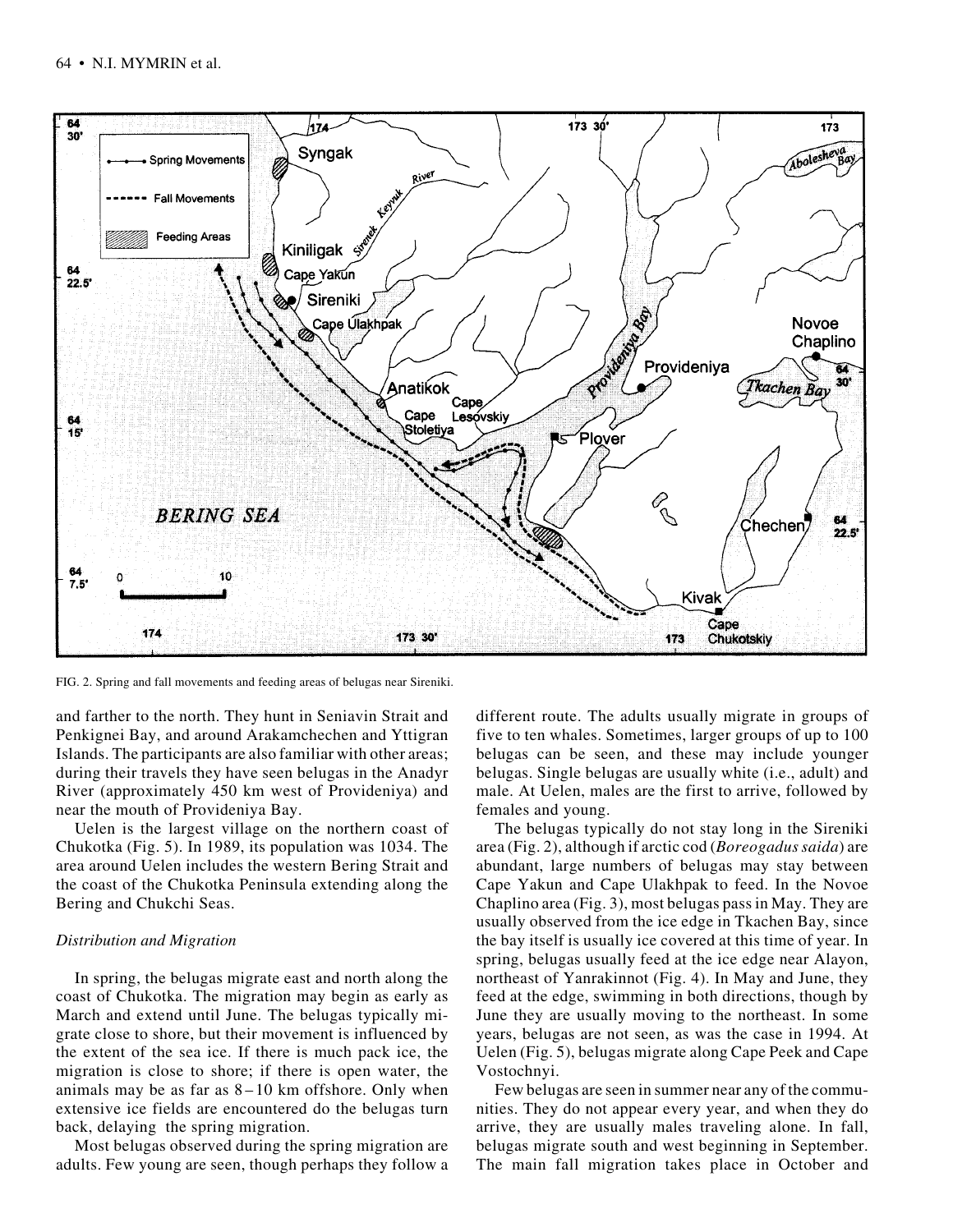FIG. 2. Spring and fall movements and feeding areas of belugas near Sireniki.

and farther to the north. They hunt in Seniavin Strait and Penkignei Bay, and around Arakamchechen and Yttigran Islands. The participants are also familiar with other areas; during their travels they have seen belugas in the Anadyr River (approximately 450 km west of Provideniya) and near the mouth of Provideniya Bay.

Uelen is the largest village on the northern coast of Chukotka (Fig. 5). In 1989, its population was 1034. The area around Uelen includes the western Bering Strait and the coast of the Chukotka Peninsula extending along the Bering and Chukchi Seas.

*Distribution and Migration*

In spring, the belugas migrate east and north along the coast of Chukotka. The migration may begin as early as March and extend until June. The belugas typically migrate close to shore, but their movement is influenced by the extent of the sea ice. If there is much pack ice, the migration is close to shore; if there is open water, the animals may be as far as 8–10 km offshore. Only when extensive ice fields are encountered do the belugas turn back, delaying the spring migration.

Most belugas observed during the spring migration are adults. Few young are seen, though perhaps they follow a different route. The adults usually migrate in groups of five to ten whales. Sometimes, larger groups of up to 100 belugas can be seen, and these may include younger belugas. Single belugas are usually white (i.e., adult) and male. At Uelen, males are the first to arrive, followed by females and young.

The belugas typically do not stay long in the Sireniki area (Fig. 2), although if arctic cod (*Boreogadus saida*) are abundant, large numbers of belugas may stay between Cape Yakun and Cape Ulakhpak to feed. In the Novoe Chaplino area (Fig. 3), most belugas pass in May. They are usually observed from the ice edge in Tkachen Bay, since the bay itself is usually ice covered at this time of year. In spring, belugas usually feed at the ice edge near Alayon, northeast of Yanrakinnot (Fig. 4). In May and June, they feed at the edge, swimming in both directions, though by June they are usually moving to the northeast. In some years, belugas are not seen, as was the case in 1994. At Uelen (Fig. 5), belugas migrate along Cape Peek and Cape Vostochnyi.

Few belugas are seen in summer near any of the communities. They do not appear every year, and when they do arrive, they are usually males traveling alone. In fall, belugas migrate south and west beginning in September. The main fall migration takes place in October and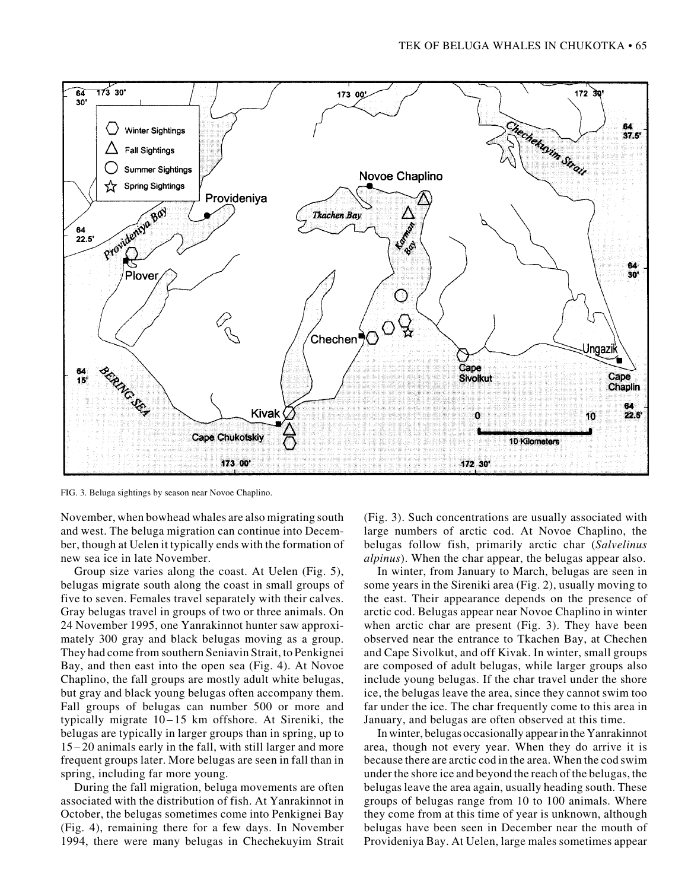FIG. 3. Beluga sightings by season near Novoe Chaplino.

November, when bowhead whales are also migrating south and west. The beluga migration can continue into December, though at Uelen it typically ends with the formation of new sea ice in late November.

Group size varies along the coast. At Uelen (Fig. 5), belugas migrate south along the coast in small groups of five to seven. Females travel separately with their calves. Gray belugas travel in groups of two or three animals. On 24 November 1995, one Yanrakinnot hunter saw approximately 300 gray and black belugas moving as a group. They had come from southern Seniavin Strait, to Penkignei Bay, and then east into the open sea (Fig. 4). At Novoe Chaplino, the fall groups are mostly adult white belugas, but gray and black young belugas often accompany them. Fall groups of belugas can number 500 or more and typically migrate 10–15 km offshore. At Sireniki, the belugas are typically in larger groups than in spring, up to 15–20 animals early in the fall, with still larger and more frequent groups later. More belugas are seen in fall than in spring, including far more young.

During the fall migration, beluga movements are often associated with the distribution of fish. At Yanrakinnot in October, the belugas sometimes come into Penkignei Bay (Fig. 4), remaining there for a few days. In November 1994, there were many belugas in Chechekuyim Strait (Fig. 3). Such concentrations are usually associated with large numbers of arctic cod. At Novoe Chaplino, the belugas follow fish, primarily arctic char (*Salvelinus alpinus*). When the char appear, the belugas appear also.

In winter, from January to March, belugas are seen in some years in the Sireniki area (Fig. 2), usually moving to the east. Their appearance depends on the presence of arctic cod. Belugas appear near Novoe Chaplino in winter when arctic char are present (Fig. 3). They have been observed near the entrance to Tkachen Bay, at Chechen and Cape Sivolkut, and off Kivak. In winter, small groups are composed of adult belugas, while larger groups also include young belugas. If the char travel under the shore ice, the belugas leave the area, since they cannot swim too far under the ice. The char frequently come to this area in January, and belugas are often observed at this time.

In winter, belugas occasionally appear in the Yanrakinnot area, though not every year. When they do arrive it is because there are arctic cod in the area. When the cod swim under the shore ice and beyond the reach of the belugas, the belugas leave the area again, usually heading south. These groups of belugas range from 10 to 100 animals. Where they come from at this time of year is unknown, although belugas have been seen in December near the mouth of Provideniya Bay. At Uelen, large males sometimes appear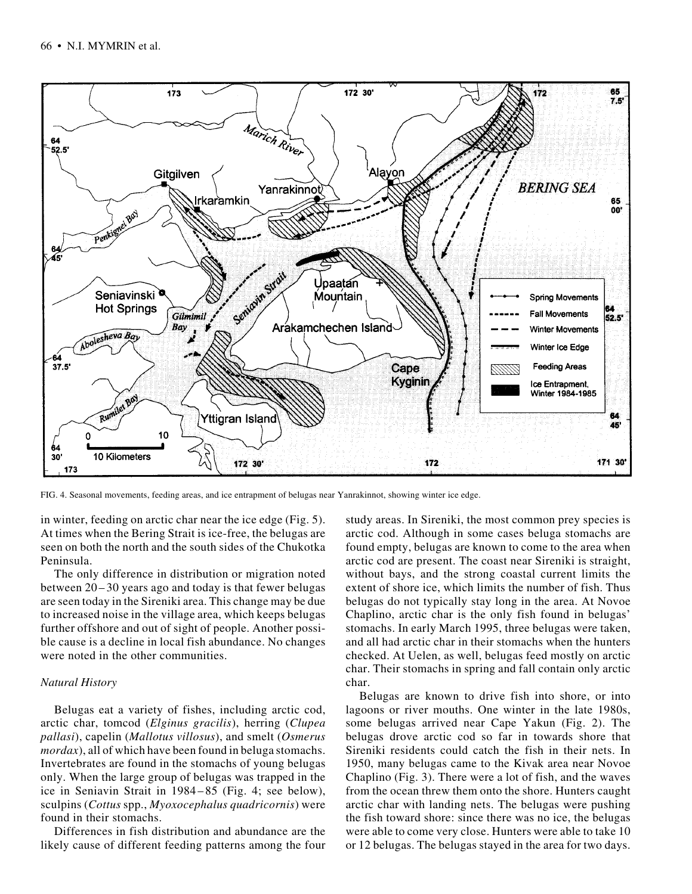FIG. 4. Seasonal movements, feeding areas, and ice entrapment of belugas near Yanrakinnot, showing winter ice edge.

in winter, feeding on arctic char near the ice edge (Fig. 5). At times when the Bering Strait is ice-free, the belugas are seen on both the north and the south sides of the Chukotka Peninsula.

The only difference in distribution or migration noted between 20–30 years ago and today is that fewer belugas are seen today in the Sireniki area. This change may be due to increased noise in the village area, which keeps belugas further offshore and out of sight of people. Another possible cause is a decline in local fish abundance. No changes were noted in the other communities.

*Natural History*

Belugas eat a variety of fishes, including arctic cod, arctic char, tomcod (*Elginus gracilis*), herring (*Clupea pallasi*), capelin (*Mallotus villosus*), and smelt (*Osmerus mordax*), all of which have been found in beluga stomachs. Invertebrates are found in the stomachs of young belugas only. When the large group of belugas was trapped in the ice in Seniavin Strait in 1984–85 (Fig. 4; see below), sculpins (*Cottus* spp., *Myoxocephalus quadricornis*) were found in their stomachs.

Differences in fish distribution and abundance are the likely cause of different feeding patterns among the four study areas. In Sireniki, the most common prey species is arctic cod. Although in some cases beluga stomachs are found empty, belugas are known to come to the area when arctic cod are present. The coast near Sireniki is straight, without bays, and the strong coastal current limits the extent of shore ice, which limits the number of fish. Thus belugas do not typically stay long in the area. At Novoe Chaplino, arctic char is the only fish found in belugas' stomachs. In early March 1995, three belugas were taken, and all had arctic char in their stomachs when the hunters checked. At Uelen, as well, belugas feed mostly on arctic char. Their stomachs in spring and fall contain only arctic char.

Belugas are known to drive fish into shore, or into lagoons or river mouths. One winter in the late 1980s, some belugas arrived near Cape Yakun (Fig. 2). The belugas drove arctic cod so far in towards shore that Sireniki residents could catch the fish in their nets. In 1950, many belugas came to the Kivak area near Novoe Chaplino (Fig. 3). There were a lot of fish, and the waves from the ocean threw them onto the shore. Hunters caught arctic char with landing nets. The belugas were pushing the fish toward shore: since there was no ice, the belugas were able to come very close. Hunters were able to take 10 or 12 belugas. The belugas stayed in the area for two days.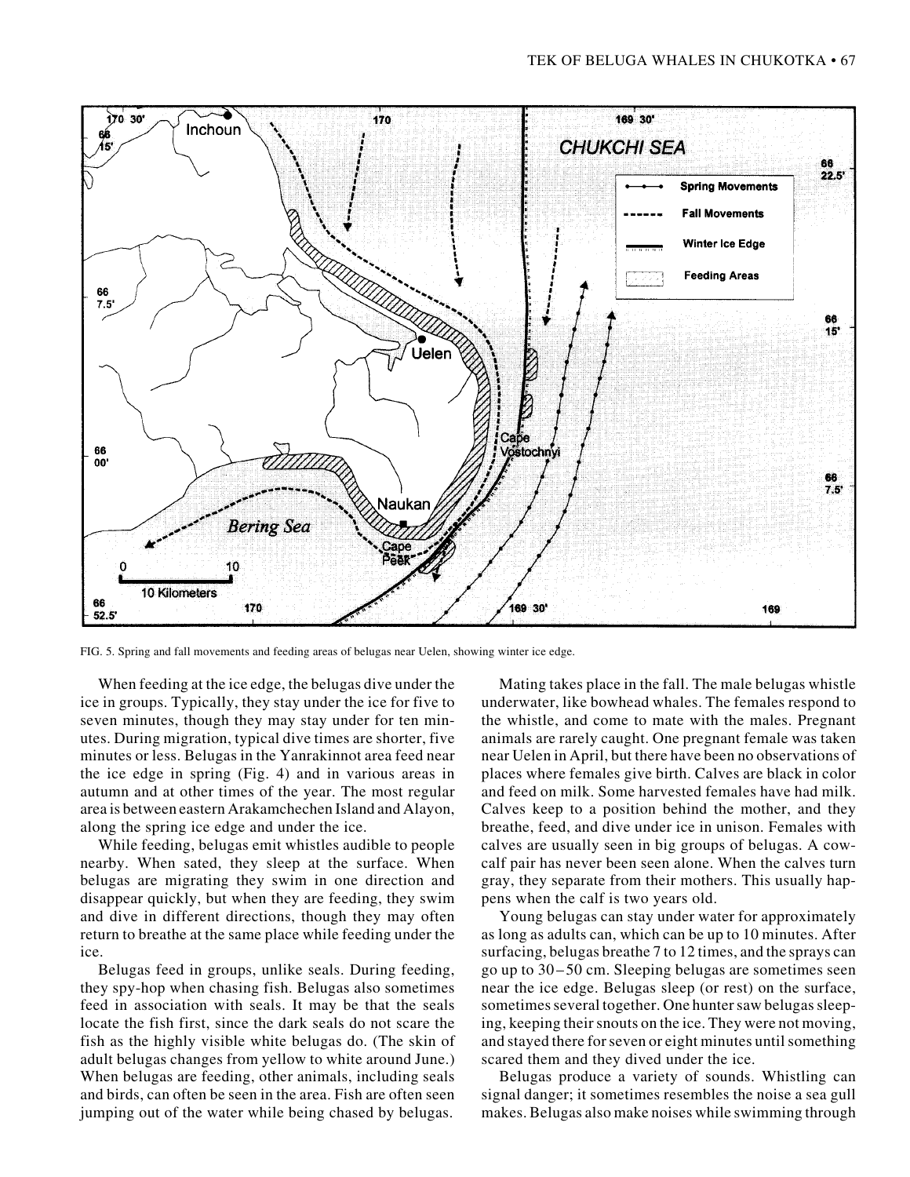FIG. 5. Spring and fall movements and feeding areas of belugas near Uelen, showing winter ice edge.

When feeding at the ice edge, the belugas dive under the ice in groups. Typically, they stay under the ice for five to seven minutes, though they may stay under for ten minutes. During migration, typical dive times are shorter, five minutes or less. Belugas in the Yanrakinnot area feed near the ice edge in spring (Fig. 4) and in various areas in autumn and at other times of the year. The most regular area is between eastern Arakamchechen Island and Alayon, along the spring ice edge and under the ice.

While feeding, belugas emit whistles audible to people nearby. When sated, they sleep at the surface. When belugas are migrating they swim in one direction and disappear quickly, but when they are feeding, they swim and dive in different directions, though they may often return to breathe at the same place while feeding under the ice.

Belugas feed in groups, unlike seals. During feeding, they spy-hop when chasing fish. Belugas also sometimes feed in association with seals. It may be that the seals locate the fish first, since the dark seals do not scare the fish as the highly visible white belugas do. (The skin of adult belugas changes from yellow to white around June.) When belugas are feeding, other animals, including seals and birds, can often be seen in the area. Fish are often seen jumping out of the water while being chased by belugas.

Mating takes place in the fall. The male belugas whistle underwater, like bowhead whales. The females respond to the whistle, and come to mate with the males. Pregnant animals are rarely caught. One pregnant female was taken near Uelen in April, but there have been no observations of places where females give birth. Calves are black in color and feed on milk. Some harvested females have had milk. Calves keep to a position behind the mother, and they breathe, feed, and dive under ice in unison. Females with calves are usually seen in big groups of belugas. A cow-calf pair has never been seen alone. When the calves turn gray, they separate from their mothers. This usually happens when the calf is two years old.

Young belugas can stay under water for approximately as long as adults can, which can be up to 10 minutes. After surfacing, belugas breathe 7 to 12 times, and the sprays can go up to 30–50 cm. Sleeping belugas are sometimes seen near the ice edge. Belugas sleep (or rest) on the surface, sometimes several together. One hunter saw belugas sleeping, keeping their snouts on the ice. They were not moving, and stayed there for seven or eight minutes until something scared them and they dived under the ice.

Belugas produce a variety of sounds. Whistling can signal danger; it sometimes resembles the noise a sea gull makes. Belugas also make noises while swimming through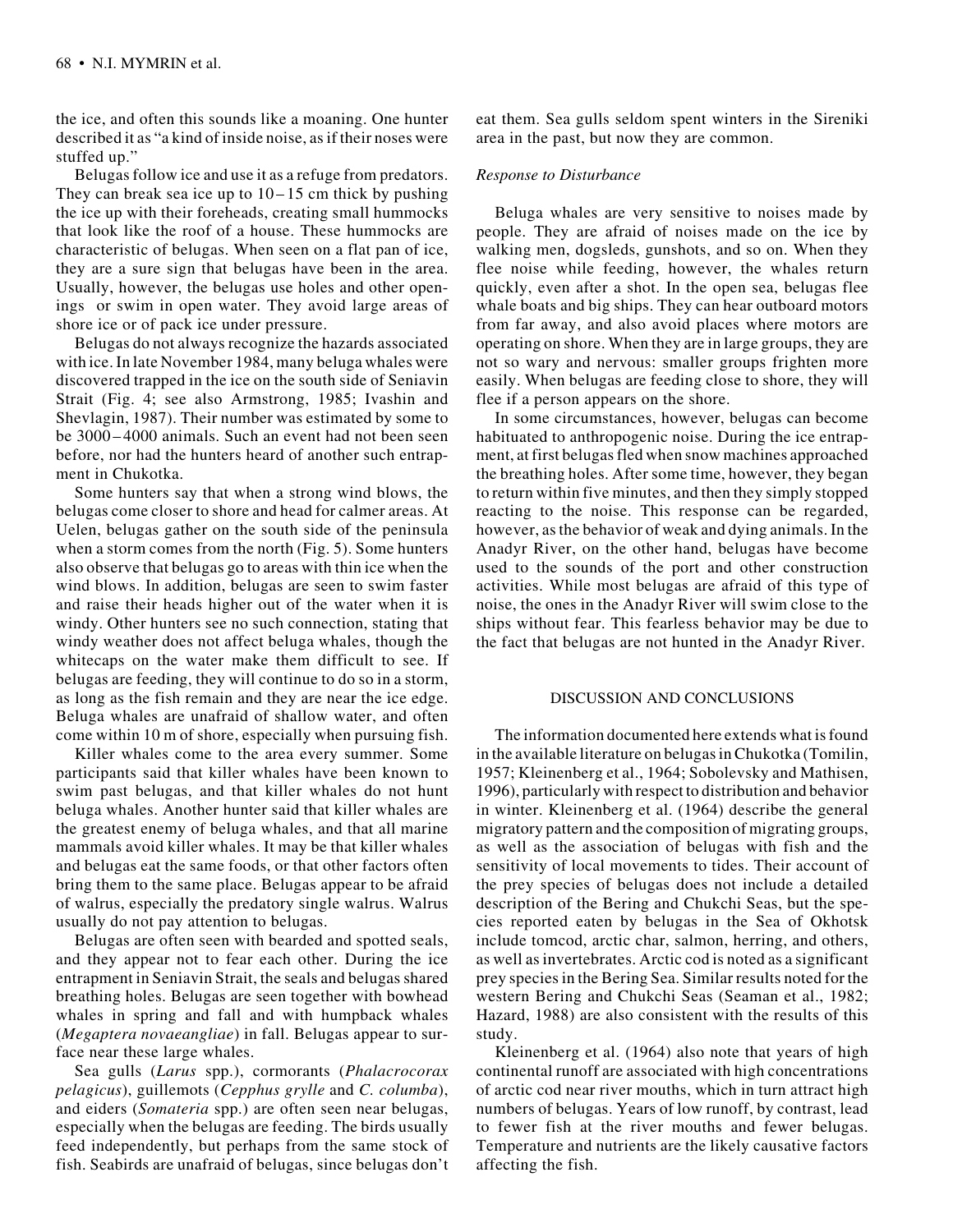the ice, and often this sounds like a moaning. One hunter described it as "a kind of inside noise, as if their noses were stuffed up."

Belugas follow ice and use it as a refuge from predators. They can break sea ice up to 10–15 cm thick by pushing the ice up with their foreheads, creating small hummocks that look like the roof of a house. These hummocks are characteristic of belugas. When seen on a flat pan of ice, they are a sure sign that belugas have been in the area. Usually, however, the belugas use holes and other openings or swim in open water. They avoid large areas of shore ice or of pack ice under pressure.

Belugas do not always recognize the hazards associated with ice. In late November 1984, many beluga whales were discovered trapped in the ice on the south side of Seniavin Strait (Fig. 4; see also Armstrong, 1985; Ivashin and Shevlagin, 1987). Their number was estimated by some to be 3000–4000 animals. Such an event had not been seen before, nor had the hunters heard of another such entrapment in Chukotka.

Some hunters say that when a strong wind blows, the belugas come closer to shore and head for calmer areas. At Uelen, belugas gather on the south side of the peninsula when a storm comes from the north (Fig. 5). Some hunters also observe that belugas go to areas with thin ice when the wind blows. In addition, belugas are seen to swim faster and raise their heads higher out of the water when it is windy. Other hunters see no such connection, stating that windy weather does not affect beluga whales, though the whitecaps on the water make them difficult to see. If belugas are feeding, they will continue to do so in a storm, as long as the fish remain and they are near the ice edge. Beluga whales are unafraid of shallow water, and often come within 10 m of shore, especially when pursuing fish.

Killer whales come to the area every summer. Some participants said that killer whales have been known to swim past belugas, and that killer whales do not hunt beluga whales. Another hunter said that killer whales are the greatest enemy of beluga whales, and that all marine mammals avoid killer whales. It may be that killer whales and belugas eat the same foods, or that other factors often bring them to the same place. Belugas appear to be afraid of walrus, especially the predatory single walrus. Walrus usually do not pay attention to belugas.

Belugas are often seen with bearded and spotted seals, and they appear not to fear each other. During the ice entrapment in Seniavin Strait, the seals and belugas shared breathing holes. Belugas are seen together with bowhead whales in spring and fall and with humpback whales (*Megaptera novaeangliae*) in fall. Belugas appear to surface near these large whales.

Sea gulls (*Larus* spp.), cormorants (*Phalacrocorax pelagicus*), guillemots (*Cepphus grylle* and *C. columba*), and eiders (*Somateria* spp.) are often seen near belugas, especially when the belugas are feeding. The birds usually feed independently, but perhaps from the same stock of fish. Seabirds are unafraid of belugas, since belugas don't eat them. Sea gulls seldom spent winters in the Sireniki area in the past, but now they are common.

*Response to Disturbance*

Beluga whales are very sensitive to noises made by people. They are afraid of noises made on the ice by walking men, dogsleds, gunshots, and so on. When they flee noise while feeding, however, the whales return quickly, even after a shot. In the open sea, belugas flee whale boats and big ships. They can hear outboard motors from far away, and also avoid places where motors are operating on shore. When they are in large groups, they are not so wary and nervous: smaller groups frighten more easily. When belugas are feeding close to shore, they will flee if a person appears on the shore.

In some circumstances, however, belugas can become habituated to anthropogenic noise. During the ice entrapment, at first belugas fled when snow machines approached the breathing holes. After some time, however, they began to return within five minutes, and then they simply stopped reacting to the noise. This response can be regarded, however, as the behavior of weak and dying animals. In the Anadyr River, on the other hand, belugas have become used to the sounds of the port and other construction activities. While most belugas are afraid of this type of noise, the ones in the Anadyr River will swim close to the ships without fear. This fearless behavior may be due to the fact that belugas are not hunted in the Anadyr River.

## DISCUSSION AND CONCLUSIONS

The information documented here extends what is found in the available literature on belugas in Chukotka (Tomilin, 1957; Kleinenberg et al., 1964; Sobolevsky and Mathisen, 1996), particularly with respect to distribution and behavior in winter. Kleinenberg et al. (1964) describe the general migratory pattern and the composition of migrating groups, as well as the association of belugas with fish and the sensitivity of local movements to tides. Their account of the prey species of belugas does not include a detailed description of the Bering and Chukchi Seas, but the species reported eaten by belugas in the Sea of Okhotsk include tomcod, arctic char, salmon, herring, and others, as well as invertebrates. Arctic cod is noted as a significant prey species in the Bering Sea. Similar results noted for the western Bering and Chukchi Seas (Seaman et al., 1982; Hazard, 1988) are also consistent with the results of this study.

Kleinenberg et al. (1964) also note that years of high continental runoff are associated with high concentrations of arctic cod near river mouths, which in turn attract high numbers of belugas. Years of low runoff, by contrast, lead to fewer fish at the river mouths and fewer belugas. Temperature and nutrients are the likely causative factors affecting the fish.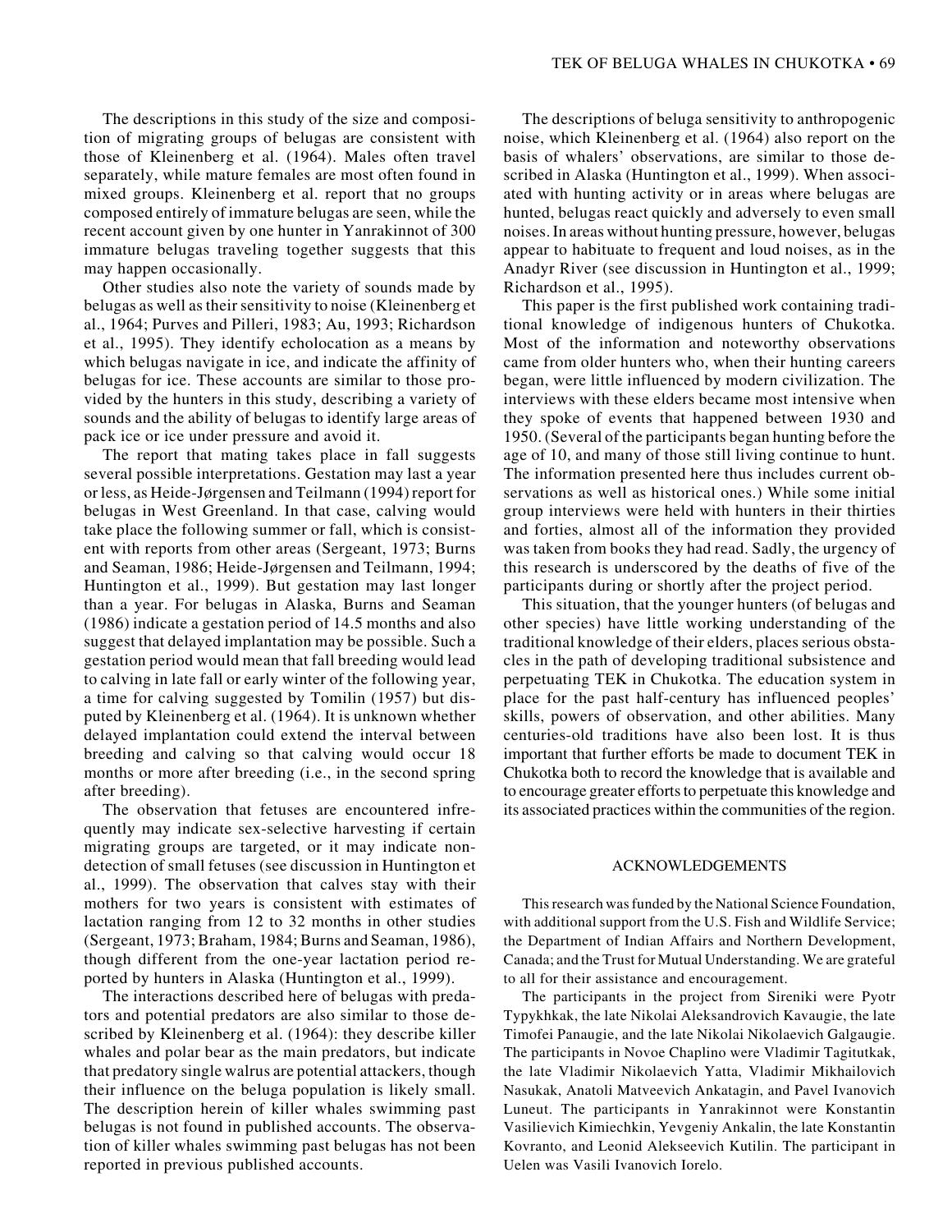The descriptions in this study of the size and composition of migrating groups of belugas are consistent with those of Kleinenberg et al. (1964). Males often travel separately, while mature females are most often found in mixed groups. Kleinenberg et al. report that no groups composed entirely of immature belugas are seen, while the recent account given by one hunter in Yanrakinnot of 300 immature belugas traveling together suggests that this may happen occasionally.

Other studies also note the variety of sounds made by belugas as well as their sensitivity to noise (Kleinenberg et al., 1964; Purves and Pilleri, 1983; Au, 1993; Richardson et al., 1995). They identify echolocation as a means by which belugas navigate in ice, and indicate the affinity of belugas for ice. These accounts are similar to those provided by the hunters in this study, describing a variety of sounds and the ability of belugas to identify large areas of pack ice or ice under pressure and avoid it.

The report that mating takes place in fall suggests several possible interpretations. Gestation may last a year or less, as Heide-Jørgensen and Teilmann (1994) report for belugas in West Greenland. In that case, calving would take place the following summer or fall, which is consistent with reports from other areas (Sergeant, 1973; Burns and Seaman, 1986; Heide-Jørgensen and Teilmann, 1994; Huntington et al., 1999). But gestation may last longer than a year. For belugas in Alaska, Burns and Seaman (1986) indicate a gestation period of 14.5 months and also suggest that delayed implantation may be possible. Such a gestation period would mean that fall breeding would lead to calving in late fall or early winter of the following year, a time for calving suggested by Tomilin (1957) but disputed by Kleinenberg et al. (1964). It is unknown whether delayed implantation could extend the interval between breeding and calving so that calving would occur 18 months or more after breeding (i.e., in the second spring after breeding).

The observation that fetuses are encountered infrequently may indicate sex-selective harvesting if certain migrating groups are targeted, or it may indicate non-detection of small fetuses (see discussion in Huntington et al., 1999). The observation that calves stay with their mothers for two years is consistent with estimates of lactation ranging from 12 to 32 months in other studies (Sergeant, 1973; Braham, 1984; Burns and Seaman, 1986), though different from the one-year lactation period reported by hunters in Alaska (Huntington et al., 1999).

The interactions described here of belugas with predators and potential predators are also similar to those described by Kleinenberg et al. (1964): they describe killer whales and polar bear as the main predators, but indicate that predatory single walrus are potential attackers, though their influence on the beluga population is likely small. The description herein of killer whales swimming past belugas is not found in published accounts. The observation of killer whales swimming past belugas has not been reported in previous published accounts.

The descriptions of beluga sensitivity to anthropogenic noise, which Kleinenberg et al. (1964) also report on the basis of whalers' observations, are similar to those described in Alaska (Huntington et al., 1999). When associated with hunting activity or in areas where belugas are hunted, belugas react quickly and adversely to even small noises. In areas without hunting pressure, however, belugas appear to habituate to frequent and loud noises, as in the Anadyr River (see discussion in Huntington et al., 1999; Richardson et al., 1995).

This paper is the first published work containing traditional knowledge of indigenous hunters of Chukotka. Most of the information and noteworthy observations came from older hunters who, when their hunting careers began, were little influenced by modern civilization. The interviews with these elders became most intensive when they spoke of events that happened between 1930 and 1950. (Several of the participants began hunting before the age of 10, and many of those still living continue to hunt. The information presented here thus includes current observations as well as historical ones.) While some initial group interviews were held with hunters in their thirties and forties, almost all of the information they provided was taken from books they had read. Sadly, the urgency of this research is underscored by the deaths of five of the participants during or shortly after the project period.

This situation, that the younger hunters (of belugas and other species) have little working understanding of the traditional knowledge of their elders, places serious obstacles in the path of developing traditional subsistence and perpetuating TEK in Chukotka. The education system in place for the past half-century has influenced peoples' skills, powers of observation, and other abilities. Many centuries-old traditions have also been lost. It is thus important that further efforts be made to document TEK in Chukotka both to record the knowledge that is available and to encourage greater efforts to perpetuate this knowledge and its associated practices within the communities of the region.

## ACKNOWLEDGEMENTS

This research was funded by the National Science Foundation, with additional support from the U.S. Fish and Wildlife Service; the Department of Indian Affairs and Northern Development, Canada; and the Trust for Mutual Understanding. We are grateful to all for their assistance and encouragement.

The participants in the project from Sireniki were Pyotr Typykhkak, the late Nikolai Aleksandrovich Kavaugie, the late Timofei Panaugie, and the late Nikolai Nikolaevich Galgaugie. The participants in Novoe Chaplino were Vladimir Tagitutkak, the late Vladimir Nikolaevich Yatta, Vladimir Mikhailovich Nasukak, Anatoli Matveevich Ankatagin, and Pavel Ivanovich Luneut. The participants in Yanrakinnot were Konstantin Vasilievich Kimiechkin, Yevgeniy Ankalin, the late Konstantin Kovranto, and Leonid Alekseevich Kutilin. The participant in Uelen was Vasili Ivanovich Iorelo.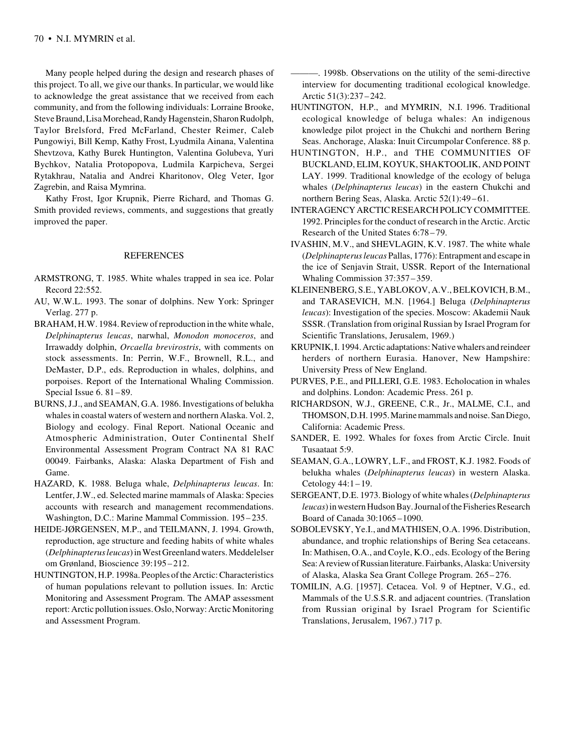Many people helped during the design and research phases of this project. To all, we give our thanks. In particular, we would like to acknowledge the great assistance that we received from each community, and from the following individuals: Lorraine Brooke, Steve Braund, Lisa Morehead, Randy Hagenstein, Sharon Rudolph, Taylor Brelsford, Fred McFarland, Chester Reimer, Caleb Pungowiyi, Bill Kemp, Kathy Frost, Lyudmila Ainana, Valentina Shevtzova, Kathy Burek Huntington, Valentina Golubeva, Yuri Bychkov, Natalia Protopopova, Ludmila Karpicheva, Sergei Rytakhrau, Natalia and Andrei Kharitonov, Oleg Veter, Igor Zagrebin, and Raisa Mymrina.

Kathy Frost, Igor Krupnik, Pierre Richard, and Thomas G. Smith provided reviews, comments, and suggestions that greatly improved the paper.

## REFERENCES

ARMSTRONG, T. 1985. White whales trapped in sea ice. Polar Record 22:552.

AU, W.W.L. 1993. The sonar of dolphins. New York: Springer Verlag. 277 p.

BRAHAM, H.W. 1984. Review of reproduction in the white whale, *Delphinapterus leucas*, narwhal, *Monodon monoceros*, and Irrawaddy dolphin, *Orcaella brevirostris*, with comments on stock assessments. In: Perrin, W.F., Brownell, R.L., and DeMaster, D.P., eds. Reproduction in whales, dolphins, and porpoises. Report of the International Whaling Commission. Special Issue 6. 81–89.

BURNS, J.J., and SEAMAN, G.A. 1986. Investigations of belukha whales in coastal waters of western and northern Alaska. Vol. 2, Biology and ecology. Final Report. National Oceanic and Atmospheric Administration, Outer Continental Shelf Environmental Assessment Program Contract NA 81 RAC 00049. Fairbanks, Alaska: Alaska Department of Fish and Game.

HAZARD, K. 1988. Beluga whale, *Delphinapterus leucas*. In: Lentfer, J.W., ed. Selected marine mammals of Alaska: Species accounts with research and management recommendations. Washington, D.C.: Marine Mammal Commission. 195–235.

HEIDE-JØRGENSEN, M.P., and TEILMANN, J. 1994. Growth, reproduction, age structure and feeding habits of white whales (*Delphinapterus leucas*) in West Greenland waters. Meddelelser om Grønland, Bioscience 39:195–212.

HUNTINGTON, H.P. 1998a. Peoples of the Arctic: Characteristics of human populations relevant to pollution issues. In: Arctic Monitoring and Assessment Program. The AMAP assessment report: Arctic pollution issues. Oslo, Norway: Arctic Monitoring and Assessment Program.

———. 1998b. Observations on the utility of the semi-directive interview for documenting traditional ecological knowledge. Arctic 51(3):237–242.

HUNTINGTON, H.P., and MYMRIN, N.I. 1996. Traditional ecological knowledge of beluga whales: An indigenous knowledge pilot project in the Chukchi and northern Bering Seas. Anchorage, Alaska: Inuit Circumpolar Conference. 88 p.

HUNTINGTON, H.P., and THE COMMUNITIES OF BUCKLAND, ELIM, KOYUK, SHAKTOOLIK, AND POINT LAY. 1999. Traditional knowledge of the ecology of beluga whales (*Delphinapterus leucas*) in the eastern Chukchi and northern Bering Seas, Alaska. Arctic 52(1):49–61.

INTERAGENCY ARCTIC RESEARCH POLICY COMMITTEE. 1992. Principles for the conduct of research in the Arctic. Arctic Research of the United States 6:78–79.

IVASHIN, M.V., and SHEVLAGIN, K.V. 1987. The white whale (*Delphinapterus leucas* Pallas, 1776): Entrapment and escape in the ice of Senjavin Strait, USSR. Report of the International Whaling Commission 37:357–359.

KLEINENBERG, S.E., YABLOKOV, A.V., BELKOVICH, B.M., and TARASEVICH, M.N. [1964.] Beluga (*Delphinapterus leucas*): Investigation of the species. Moscow: Akademii Nauk SSSR. (Translation from original Russian by Israel Program for Scientific Translations, Jerusalem, 1969.)

KRUPNIK, I. 1994. Arctic adaptations: Native whalers and reindeer herders of northern Eurasia. Hanover, New Hampshire: University Press of New England.

PURVES, P.E., and PILLERI, G.E. 1983. Echolocation in whales and dolphins. London: Academic Press. 261 p.

RICHARDSON, W.J., GREENE, C.R., Jr., MALME, C.I., and THOMSON, D.H. 1995. Marine mammals and noise. San Diego, California: Academic Press.

SANDER, E. 1992. Whales for foxes from Arctic Circle. Inuit Tusaataat 5:9.

SEAMAN, G.A., LOWRY, L.F., and FROST, K.J. 1982. Foods of belukha whales (*Delphinapterus leucas*) in western Alaska. Cetology 44:1–19.

SERGEANT, D.E. 1973. Biology of white whales (*Delphinapterus leucas*) in western Hudson Bay. Journal of the Fisheries Research Board of Canada 30:1065–1090.

SOBOLEVSKY, Ye.I., and MATHISEN, O.A. 1996. Distribution, abundance, and trophic relationships of Bering Sea cetaceans. In: Mathisen, O.A., and Coyle, K.O., eds. Ecology of the Bering Sea: A review of Russian literature. Fairbanks, Alaska: University of Alaska, Alaska Sea Grant College Program. 265–276.

TOMILIN, A.G. [1957]. Cetacea. Vol. 9 of Heptner, V.G., ed. Mammals of the U.S.S.R. and adjacent countries. (Translation from Russian original by Israel Program for Scientific Translations, Jerusalem, 1967.) 717 p.